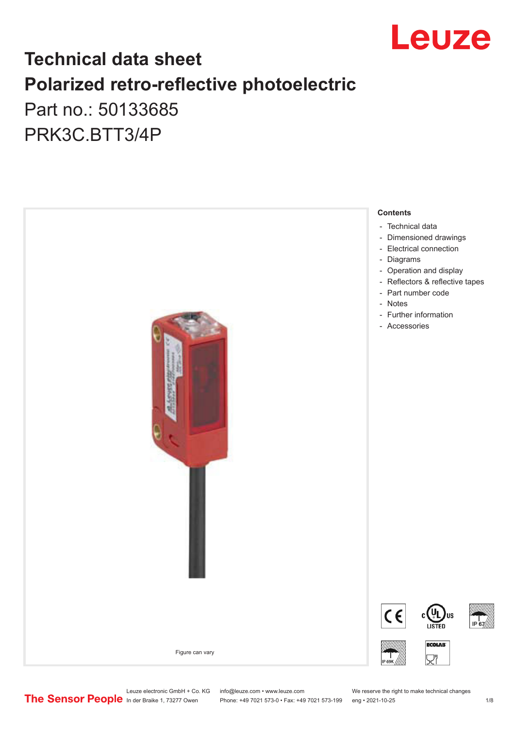# Technical data sheet

# Polarized retro-reflective photoelectric

Part no.: 50133685

PRK3C.BTT3/4P

Figure can vary

**Contents**

- Technical data
- Dimensioned drawings
- Electrical connection
- Diagrams
- Operation and display
- Reflectors & reflective tapes
- Part number code
- Notes
- Further information
- Accessories

Leuze electronic GmbH + Co. KG
In der Braike 1, 73277 Owen

info@leuze.com • www.leuze.com
Phone: +49 7021 573-0 • Fax: +49 7021 573-199

We reserve the right to make technical changes
eng • 2021-10-25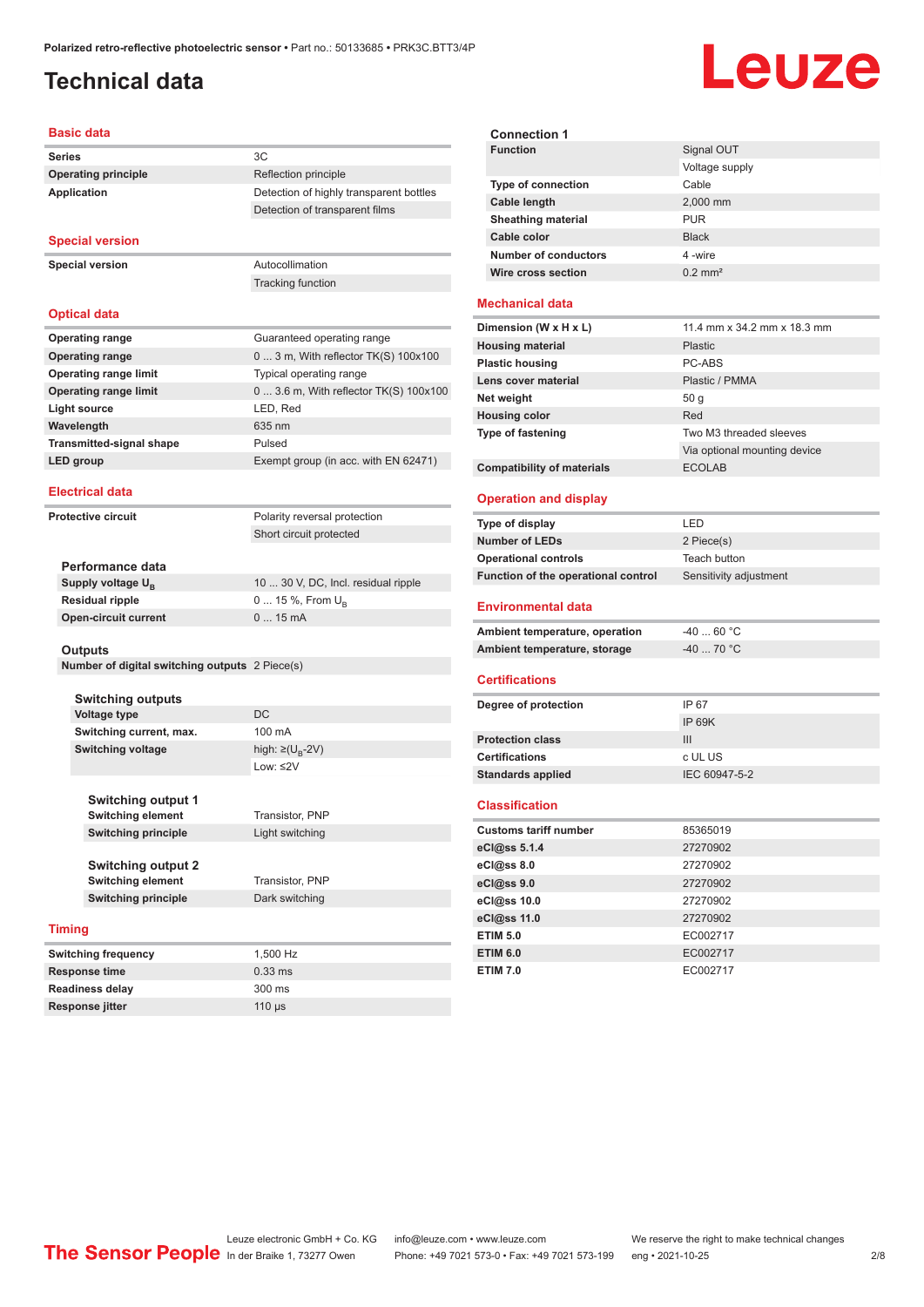# Technical data

## Basic data

| | |
|---|---|
| **Series** | 3C |
| **Operating principle** | Reflection principle |
| **Application** | Detection of highly transparent bottles |
| | Detection of transparent films |

## Special version

| | |
|---|---|
| **Special version** | Autocollimation |
| | Tracking function |

## Optical data

| | |
|---|---|
| **Operating range** | Guaranteed operating range |
| **Operating range** | 0 ... 3 m, With reflector TK(S) 100x100 |
| **Operating range limit** | Typical operating range |
| **Operating range limit** | 0 ... 3.6 m, With reflector TK(S) 100x100 |
| **Light source** | LED, Red |
| **Wavelength** | 635 nm |
| **Transmitted-signal shape** | Pulsed |
| **LED group** | Exempt group (in acc. with EN 62471) |

## Electrical data

| | |
|---|---|
| **Protective circuit** | Polarity reversal protection |
| | Short circuit protected |

### Performance data

| | |
|---|---|
| **Supply voltage $U_B$** | 10 ... 30 V, DC, Incl. residual ripple |
| **Residual ripple** | 0 ... 15 %, From $U_B$ |
| **Open-circuit current** | 0 ... 15 mA |

### Outputs

| | |
|---|---|
| **Number of digital switching outputs** | 2 Piece(s) |

#### Switching outputs

| | |
|---|---|
| **Voltage type** | DC |
| **Switching current, max.** | 100 mA |
| **Switching voltage** | high: ≥($U_B$-2V) |
| | Low: ≤2V |

#### Switching output 1

| | |
|---|---|
| **Switching element** | Transistor, PNP |
| **Switching principle** | Light switching |

#### Switching output 2

| | |
|---|---|
| **Switching element** | Transistor, PNP |
| **Switching principle** | Dark switching |

## Timing

| | |
|---|---|
| **Switching frequency** | 1,500 Hz |
| **Response time** | 0.33 ms |
| **Readiness delay** | 300 ms |
| **Response jitter** | 110 µs |

### Connection 1

| | |
|---|---|
| **Function** | Signal OUT |
| | Voltage supply |
| **Type of connection** | Cable |
| **Cable length** | 2,000 mm |
| **Sheathing material** | PUR |
| **Cable color** | Black |
| **Number of conductors** | 4 -wire |
| **Wire cross section** | 0.2 mm² |

## Mechanical data

| | |
|---|---|
| **Dimension (W x H x L)** | 11.4 mm x 34.2 mm x 18.3 mm |
| **Housing material** | Plastic |
| **Plastic housing** | PC-ABS |
| **Lens cover material** | Plastic / PMMA |
| **Net weight** | 50 g |
| **Housing color** | Red |
| **Type of fastening** | Two M3 threaded sleeves |
| | Via optional mounting device |
| **Compatibility of materials** | ECOLAB |

## Operation and display

| | |
|---|---|
| **Type of display** | LED |
| **Number of LEDs** | 2 Piece(s) |
| **Operational controls** | Teach button |
| **Function of the operational control** | Sensitivity adjustment |

## Environmental data

| | |
|---|---|
| **Ambient temperature, operation** | -40 ... 60 °C |
| **Ambient temperature, storage** | -40 ... 70 °C |

## Certifications

| | |
|---|---|
| **Degree of protection** | IP 67 |
| | IP 69K |
| **Protection class** | III |
| **Certifications** | c UL US |
| **Standards applied** | IEC 60947-5-2 |

## Classification

| | |
|---|---|
| **Customs tariff number** | 85365019 |
| **eCl@ss 5.1.4** | 27270902 |
| **eCl@ss 8.0** | 27270902 |
| **eCl@ss 9.0** | 27270902 |
| **eCl@ss 10.0** | 27270902 |
| **eCl@ss 11.0** | 27270902 |
| **ETIM 5.0** | EC002717 |
| **ETIM 6.0** | EC002717 |
| **ETIM 7.0** | EC002717 |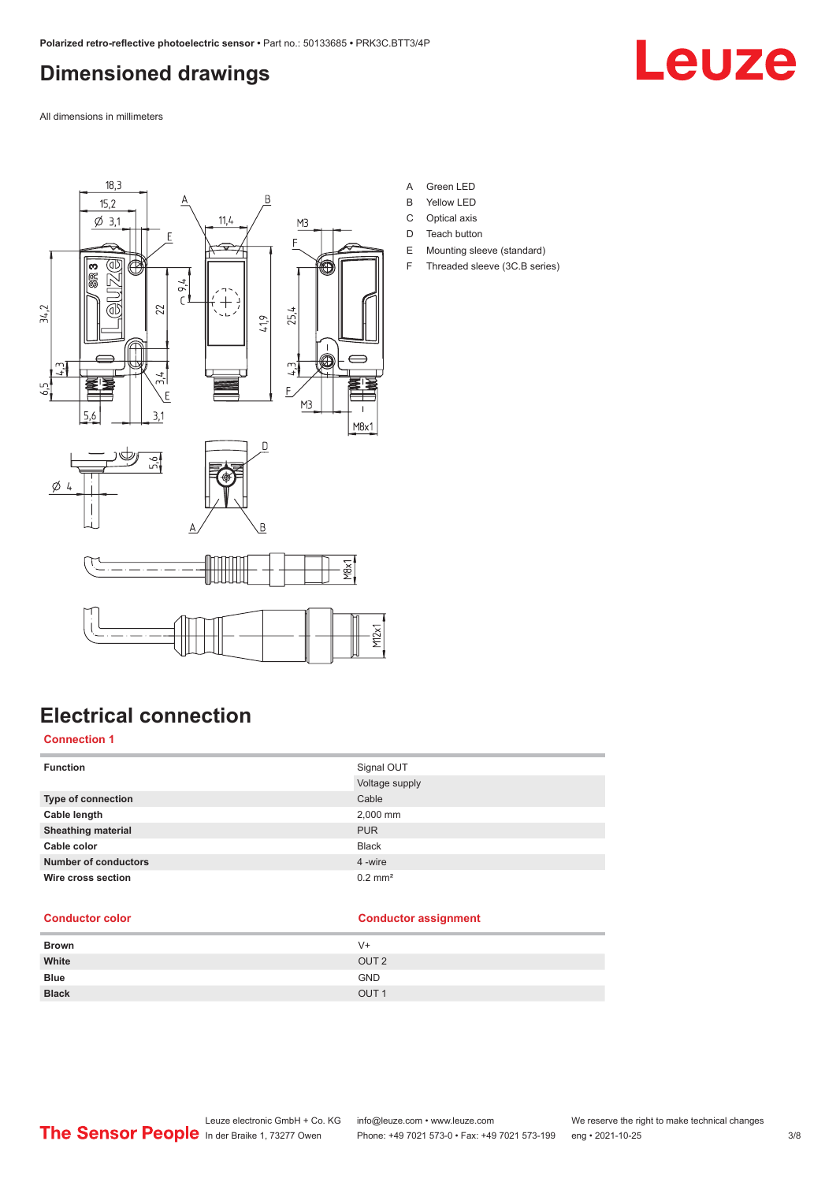# Dimensioned drawings

All dimensions in millimeters

A Green LED
B Yellow LED
C Optical axis
D Teach button
E Mounting sleeve (standard)
F Threaded sleeve (3C.B series)

# Electrical connection

## Connection 1

| Function | Signal OUT |
|---|---|
| | Voltage supply |
| **Type of connection** | Cable |
| **Cable length** | 2,000 mm |
| **Sheathing material** | PUR |
| **Cable color** | Black |
| **Number of conductors** | 4 -wire |
| **Wire cross section** | 0.2 mm² |

| Conductor color | Conductor assignment |
|---|---|
| **Brown** | V+ |
| **White** | OUT 2 |
| **Blue** | GND |
| **Black** | OUT 1 |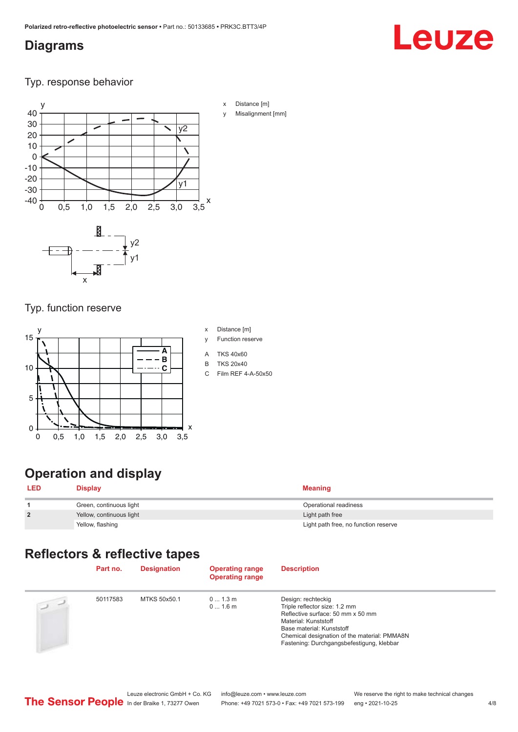## Diagrams

Typ. response behavior

x Distance [m]

y Misalignment [mm]

Typ. function reserve

x Distance [m]

y Function reserve

A TKS 40x60

B TKS 20x40

C Film REF 4-A-50x50

## Operation and display

| LED | Display | Meaning |
|---|---|---|
| 1 | Green, continuous light | Operational readiness |
| 2 | Yellow, continuous light | Light path free |
| | Yellow, flashing | Light path free, no function reserve |

## Reflectors & reflective tapes

| | Part no. | Designation | Operating range<br>Operating range | Description |
|---|---|---|---|---|
| | 50117583 | MTKS 50x50.1 | 0 ... 1.3 m<br>0 ... 1.6 m | Design: rechteckig<br>Triple reflector size: 1.2 mm<br>Reflective surface: 50 mm x 50 mm<br>Material: Kunststoff<br>Base material: Kunststoff<br>Chemical designation of the material: PMMA8N<br>Fastening: Durchgangsbefestigung, klebbar |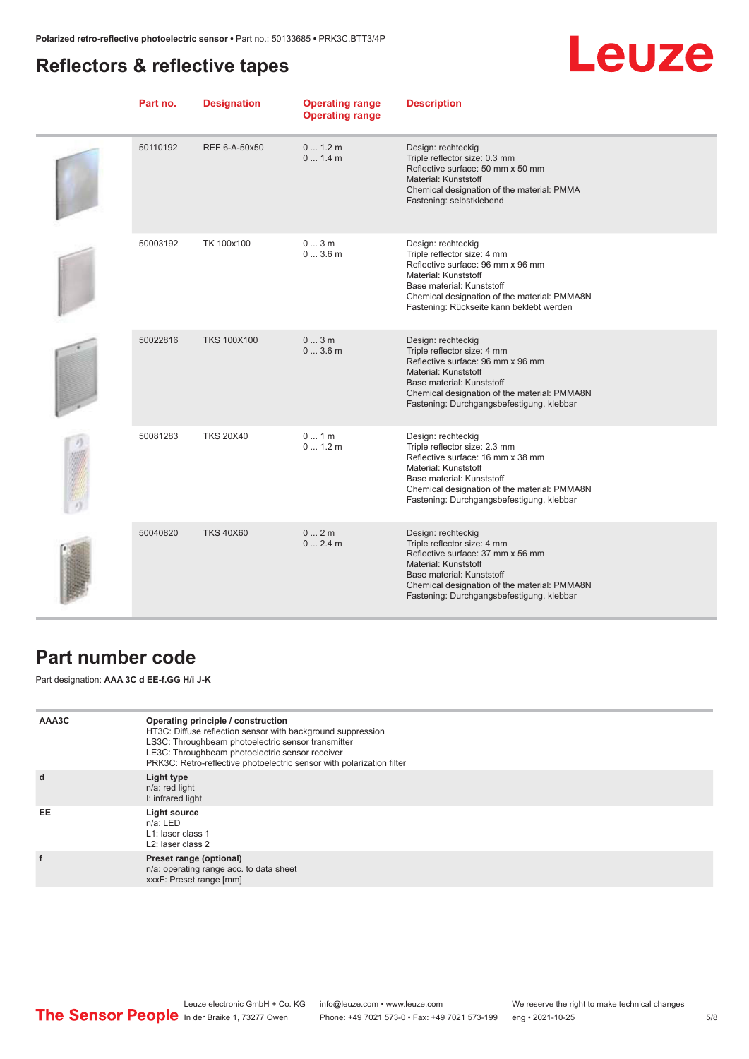## Reflectors & reflective tapes

| Part no. | Designation | Operating range<br>Operating range | Description |
|---|---|---|---|
| 50110192 | REF 6-A-50x50 | 0 ... 1.2 m<br>0 ... 1.4 m | Design: rechteckig<br>Triple reflector size: 0.3 mm<br>Reflective surface: 50 mm x 50 mm<br>Material: Kunststoff<br>Chemical designation of the material: PMMA<br>Fastening: selbstklebend |
| 50003192 | TK 100x100 | 0 ... 3 m<br>0 ... 3.6 m | Design: rechteckig<br>Triple reflector size: 4 mm<br>Reflective surface: 96 mm x 96 mm<br>Material: Kunststoff<br>Base material: Kunststoff<br>Chemical designation of the material: PMMA8N<br>Fastening: Rückseite kann beklebt werden |
| 50022816 | TKS 100X100 | 0 ... 3 m<br>0 ... 3.6 m | Design: rechteckig<br>Triple reflector size: 4 mm<br>Reflective surface: 96 mm x 96 mm<br>Material: Kunststoff<br>Base material: Kunststoff<br>Chemical designation of the material: PMMA8N<br>Fastening: Durchgangsbefestigung, klebbar |
| 50081283 | TKS 20X40 | 0 ... 1 m<br>0 ... 1.2 m | Design: rechteckig<br>Triple reflector size: 2.3 mm<br>Reflective surface: 16 mm x 38 mm<br>Material: Kunststoff<br>Base material: Kunststoff<br>Chemical designation of the material: PMMA8N<br>Fastening: Durchgangsbefestigung, klebbar |
| 50040820 | TKS 40X60 | 0 ... 2 m<br>0 ... 2.4 m | Design: rechteckig<br>Triple reflector size: 4 mm<br>Reflective surface: 37 mm x 56 mm<br>Material: Kunststoff<br>Base material: Kunststoff<br>Chemical designation of the material: PMMA8N<br>Fastening: Durchgangsbefestigung, klebbar |

## Part number code

Part designation: **AAA 3C d EE-f.GG H/i J-K**

| | |
|---|---|
| AAA3C | **Operating principle / construction**<br>HT3C: Diffuse reflection sensor with background suppression<br>LS3C: Throughbeam photoelectric sensor transmitter<br>LE3C: Throughbeam photoelectric sensor receiver<br>PRK3C: Retro-reflective photoelectric sensor with polarization filter |
| d | **Light type**<br>n/a: red light<br>I: infrared light |
| EE | **Light source**<br>n/a: LED<br>L1: laser class 1<br>L2: laser class 2 |
| f | **Preset range (optional)**<br>n/a: operating range acc. to data sheet<br>xxxF: Preset range [mm] |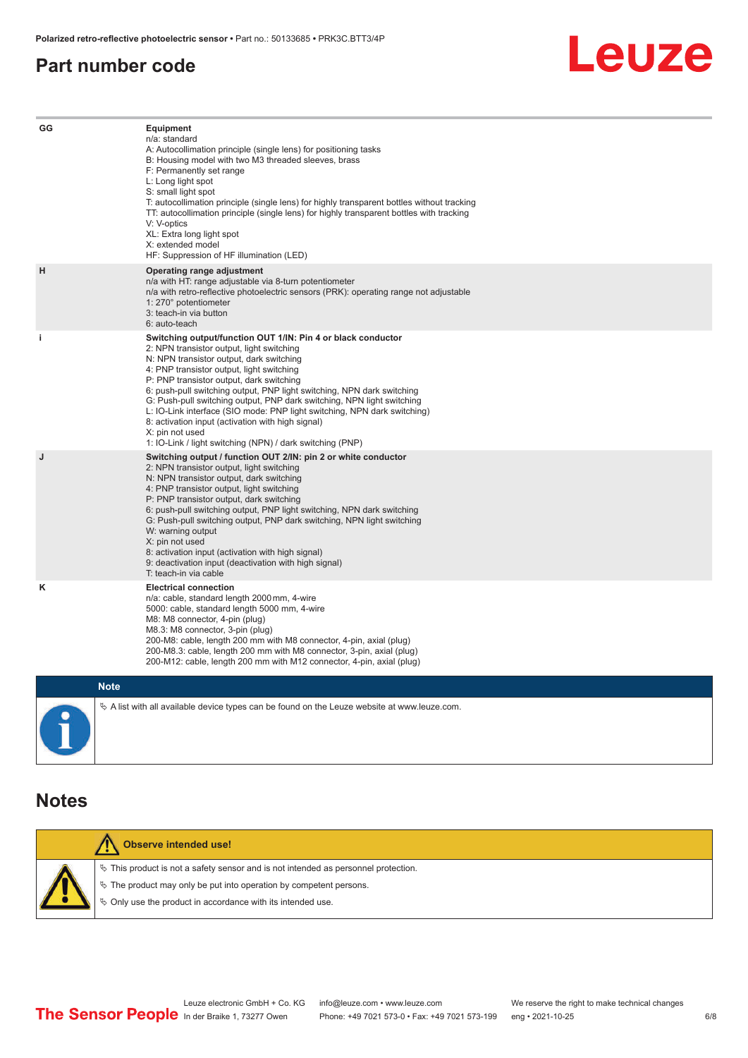## Part number code

| | |
|---|---|
| GG | **Equipment**<br>n/a: standard<br>A: Autocollimation principle (single lens) for positioning tasks<br>B: Housing model with two M3 threaded sleeves, brass<br>F: Permanently set range<br>L: Long light spot<br>S: small light spot<br>T: autocollimation principle (single lens) for highly transparent bottles without tracking<br>TT: autocollimation principle (single lens) for highly transparent bottles with tracking<br>V: V-optics<br>XL: Extra long light spot<br>X: extended model<br>HF: Suppression of HF illumination (LED) |
| H | **Operating range adjustment**<br>n/a with HT: range adjustable via 8-turn potentiometer<br>n/a with retro-reflective photoelectric sensors (PRK): operating range not adjustable<br>1: 270° potentiometer<br>3: teach-in via button<br>6: auto-teach |
| i | **Switching output/function OUT 1/IN: Pin 4 or black conductor**<br>2: NPN transistor output, light switching<br>N: NPN transistor output, dark switching<br>4: PNP transistor output, light switching<br>P: PNP transistor output, dark switching<br>6: push-pull switching output, PNP light switching, NPN dark switching<br>G: Push-pull switching output, PNP dark switching, NPN light switching<br>L: IO-Link interface (SIO mode: PNP light switching, NPN dark switching)<br>8: activation input (activation with high signal)<br>X: pin not used<br>1: IO-Link / light switching (NPN) / dark switching (PNP) |
| J | **Switching output / function OUT 2/IN: pin 2 or white conductor**<br>2: NPN transistor output, light switching<br>N: NPN transistor output, dark switching<br>4: PNP transistor output, light switching<br>P: PNP transistor output, dark switching<br>6: push-pull switching output, PNP light switching, NPN dark switching<br>G: Push-pull switching output, PNP dark switching, NPN light switching<br>W: warning output<br>X: pin not used<br>8: activation input (activation with high signal)<br>9: deactivation input (deactivation with high signal)<br>T: teach-in via cable |
| K | **Electrical connection**<br>n/a: cable, standard length 2000 mm, 4-wire<br>5000: cable, standard length 5000 mm, 4-wire<br>M8: M8 connector, 4-pin (plug)<br>M8.3: M8 connector, 3-pin (plug)<br>200-M8: cable, length 200 mm with M8 connector, 4-pin, axial (plug)<br>200-M8.3: cable, length 200 mm with M8 connector, 3-pin, axial (plug)<br>200-M12: cable, length 200 mm with M12 connector, 4-pin, axial (plug) |

**Note**

- A list with all available device types can be found on the Leuze website at www.leuze.com.

## Notes

**Observe intended use!**

- This product is not a safety sensor and is not intended as personnel protection.
- The product may only be put into operation by competent persons.
- Only use the product in accordance with its intended use.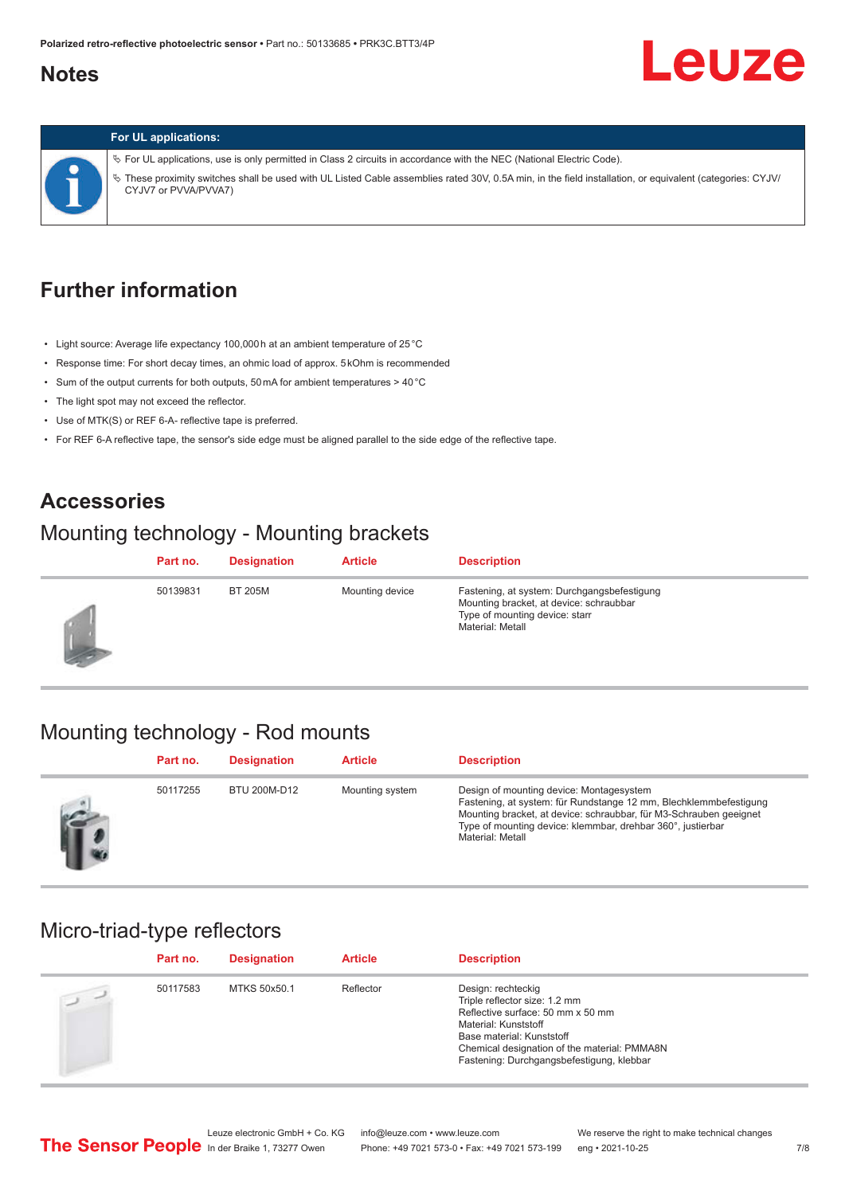## Notes

**For UL applications:**

- For UL applications, use is only permitted in Class 2 circuits in accordance with the NEC (National Electric Code).
- These proximity switches shall be used with UL Listed Cable assemblies rated 30V, 0.5A min, in the field installation, or equivalent (categories: CYJV/CYJV7 or PVVA/PVVA7)

## Further information

- Light source: Average life expectancy 100,000 h at an ambient temperature of 25 °C
- Response time: For short decay times, an ohmic load of approx. 5 kOhm is recommended
- Sum of the output currents for both outputs, 50 mA for ambient temperatures > 40 °C
- The light spot may not exceed the reflector.
- Use of MTK(S) or REF 6-A- reflective tape is preferred.
- For REF 6-A reflective tape, the sensor's side edge must be aligned parallel to the side edge of the reflective tape.

## Accessories

### Mounting technology - Mounting brackets

| Part no. | Designation | Article | Description |
|---|---|---|---|
| 50139831 | BT 205M | Mounting device | Fastening, at system: Durchgangsbefestigung<br>Mounting bracket, at device: schraubbar<br>Type of mounting device: starr<br>Material: Metall |

### Mounting technology - Rod mounts

| Part no. | Designation | Article | Description |
|---|---|---|---|
| 50117255 | BTU 200M-D12 | Mounting system | Design of mounting device: Montagesystem<br>Fastening, at system: für Rundstange 12 mm, Blechklemmbefestigung<br>Mounting bracket, at device: schraubbar, für M3-Schrauben geeignet<br>Type of mounting device: klemmbar, drehbar 360°, justierbar<br>Material: Metall |

### Micro-triad-type reflectors

| Part no. | Designation | Article | Description |
|---|---|---|---|
| 50117583 | MTKS 50x50.1 | Reflector | Design: rechteckig<br>Triple reflector size: 1.2 mm<br>Reflective surface: 50 mm x 50 mm<br>Material: Kunststoff<br>Base material: Kunststoff<br>Chemical designation of the material: PMMA8N<br>Fastening: Durchgangsbefestigung, klebbar |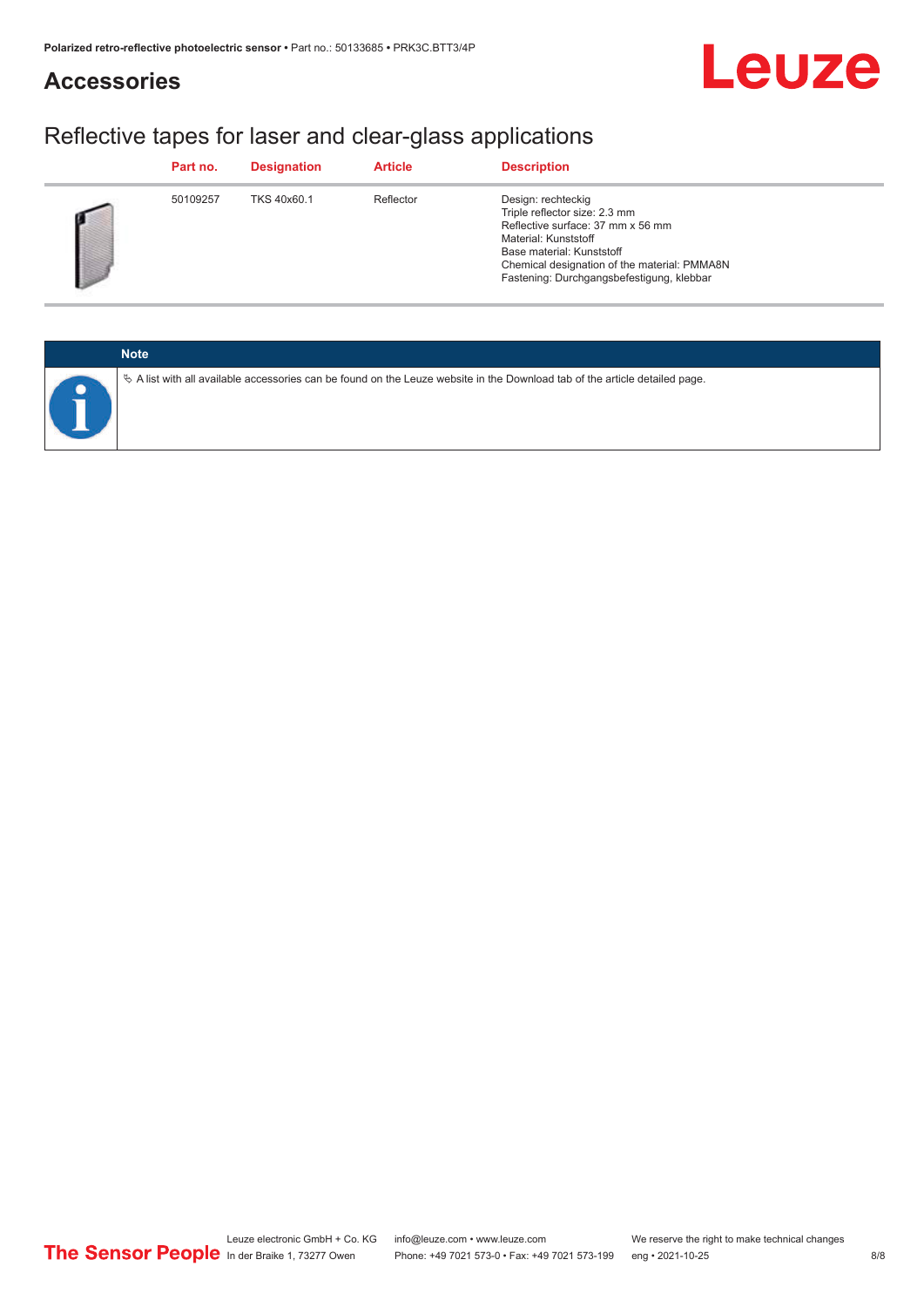## Accessories

# Reflective tapes for laser and clear-glass applications

| | Part no. | Designation | Article | Description |
|---|---|---|---|---|
| | 50109257 | TKS 40x60.1 | Reflector | Design: rechteckig<br>Triple reflector size: 2.3 mm<br>Reflective surface: 37 mm x 56 mm<br>Material: Kunststoff<br>Base material: Kunststoff<br>Chemical designation of the material: PMMA8N<br>Fastening: Durchgangsbefestigung, klebbar |

**Note**

↳ A list with all available accessories can be found on the Leuze website in the Download tab of the article detailed page.